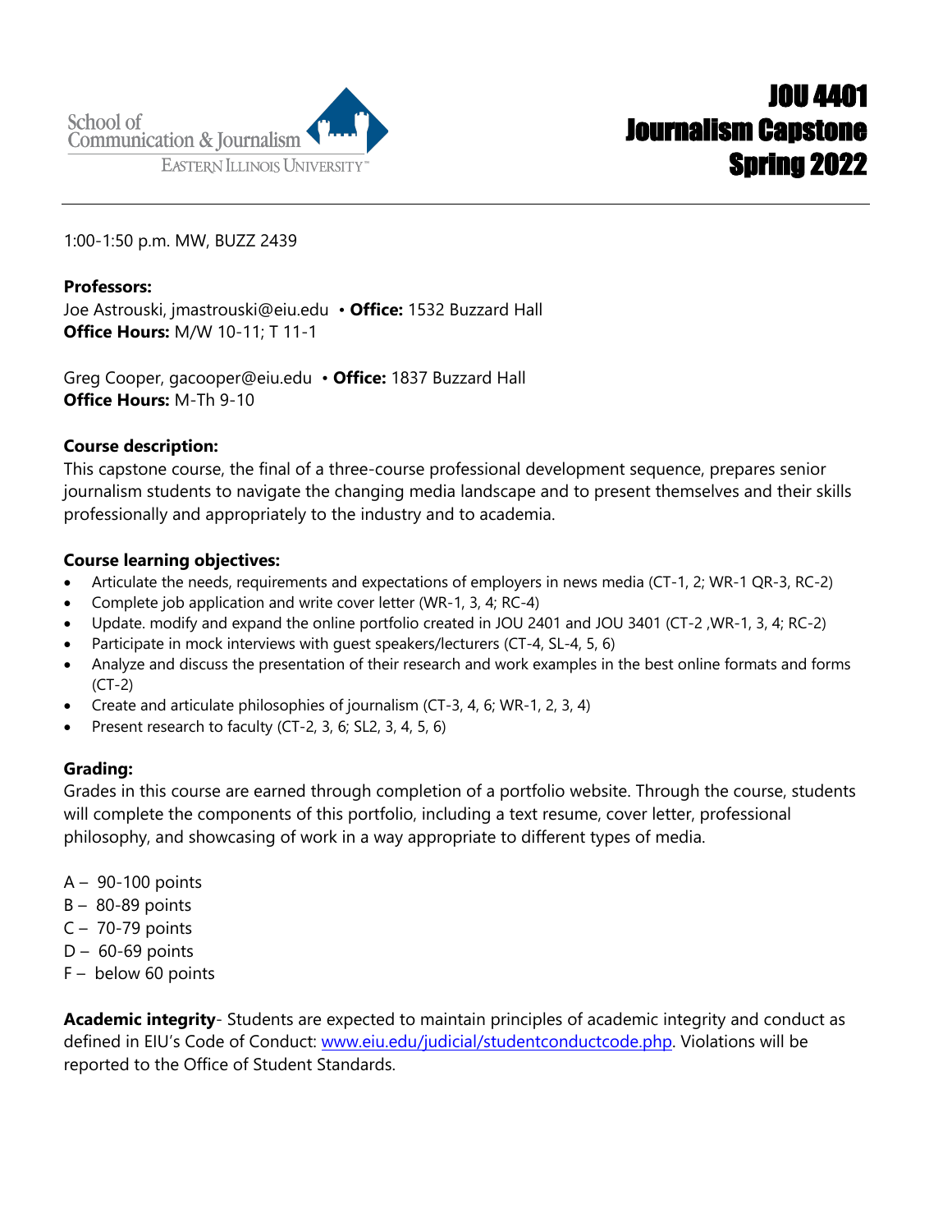School of Communication & Journalism
Eastern Illinois University

# JOU 4401 Journalism Capstone Spring 2022

1:00-1:50 p.m. MW, BUZZ 2439

**Professors:**
Joe Astrouski, jmastrouski@eiu.edu • **Office:** 1532 Buzzard Hall
**Office Hours:** M/W 10-11; T 11-1

Greg Cooper, gacooper@eiu.edu • **Office:** 1837 Buzzard Hall
**Office Hours:** M-Th 9-10

**Course description:**
This capstone course, the final of a three-course professional development sequence, prepares senior journalism students to navigate the changing media landscape and to present themselves and their skills professionally and appropriately to the industry and to academia.

**Course learning objectives:**

- Articulate the needs, requirements and expectations of employers in news media (CT-1, 2; WR-1 QR-3, RC-2)
- Complete job application and write cover letter (WR-1, 3, 4; RC-4)
- Update. modify and expand the online portfolio created in JOU 2401 and JOU 3401 (CT-2 ,WR-1, 3, 4; RC-2)
- Participate in mock interviews with guest speakers/lecturers (CT-4, SL-4, 5, 6)
- Analyze and discuss the presentation of their research and work examples in the best online formats and forms (CT-2)
- Create and articulate philosophies of journalism (CT-3, 4, 6; WR-1, 2, 3, 4)
- Present research to faculty (CT-2, 3, 6; SL2, 3, 4, 5, 6)

**Grading:**
Grades in this course are earned through completion of a portfolio website. Through the course, students will complete the components of this portfolio, including a text resume, cover letter, professional philosophy, and showcasing of work in a way appropriate to different types of media.

A – 90-100 points
B – 80-89 points
C – 70-79 points
D – 60-69 points
F – below 60 points

**Academic integrity**- Students are expected to maintain principles of academic integrity and conduct as defined in EIU's Code of Conduct: www.eiu.edu/judicial/studentconductcode.php. Violations will be reported to the Office of Student Standards.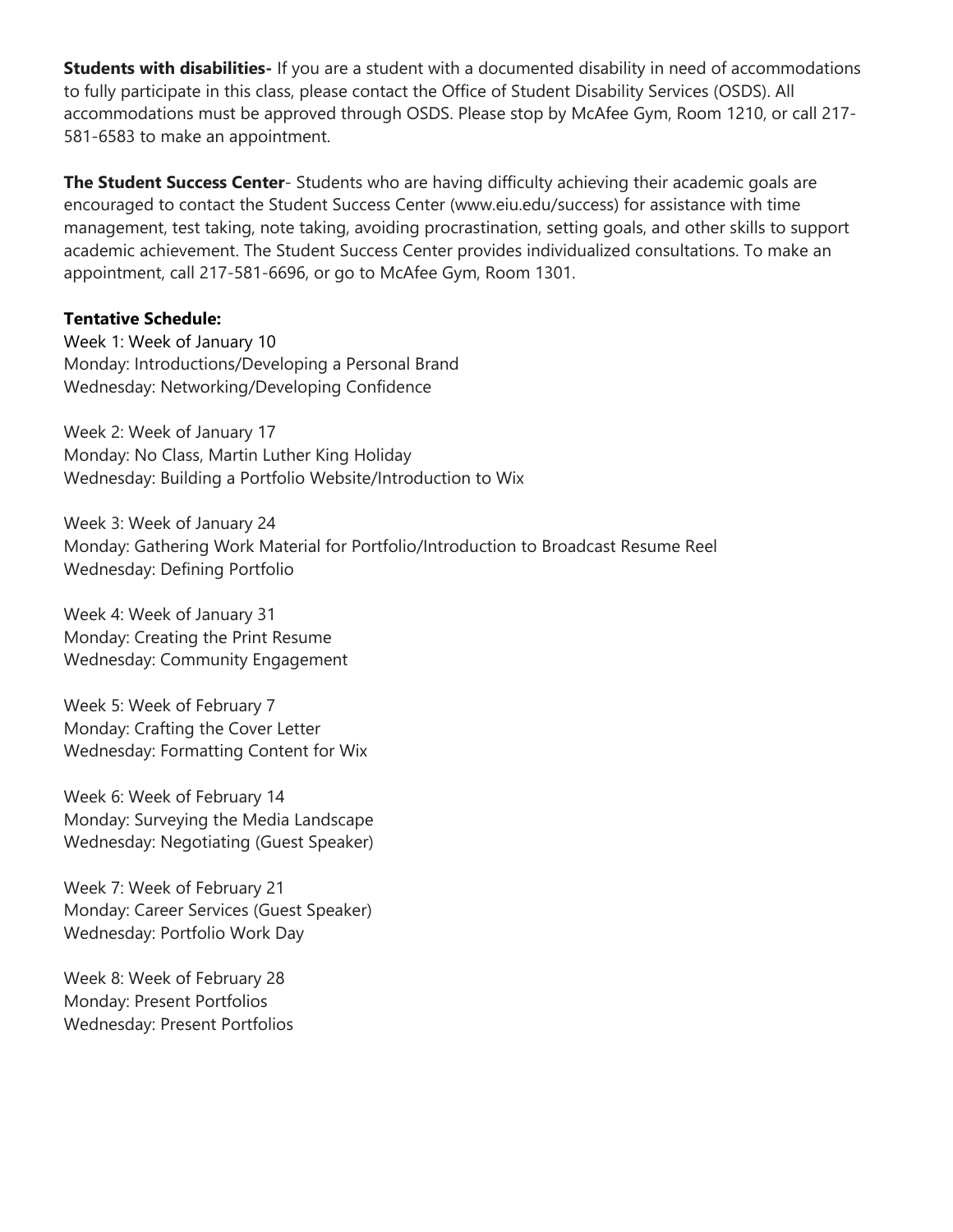**Students with disabilities-** If you are a student with a documented disability in need of accommodations to fully participate in this class, please contact the Office of Student Disability Services (OSDS). All accommodations must be approved through OSDS. Please stop by McAfee Gym, Room 1210, or call 217-581-6583 to make an appointment.

**The Student Success Center**- Students who are having difficulty achieving their academic goals are encouraged to contact the Student Success Center (www.eiu.edu/success) for assistance with time management, test taking, note taking, avoiding procrastination, setting goals, and other skills to support academic achievement. The Student Success Center provides individualized consultations. To make an appointment, call 217-581-6696, or go to McAfee Gym, Room 1301.

**Tentative Schedule:**

Week 1: Week of January 10
Monday: Introductions/Developing a Personal Brand
Wednesday: Networking/Developing Confidence

Week 2: Week of January 17
Monday: No Class, Martin Luther King Holiday
Wednesday: Building a Portfolio Website/Introduction to Wix

Week 3: Week of January 24
Monday: Gathering Work Material for Portfolio/Introduction to Broadcast Resume Reel
Wednesday: Defining Portfolio

Week 4: Week of January 31
Monday: Creating the Print Resume
Wednesday: Community Engagement

Week 5: Week of February 7
Monday: Crafting the Cover Letter
Wednesday: Formatting Content for Wix

Week 6: Week of February 14
Monday: Surveying the Media Landscape
Wednesday: Negotiating (Guest Speaker)

Week 7: Week of February 21
Monday: Career Services (Guest Speaker)
Wednesday: Portfolio Work Day

Week 8: Week of February 28
Monday: Present Portfolios
Wednesday: Present Portfolios